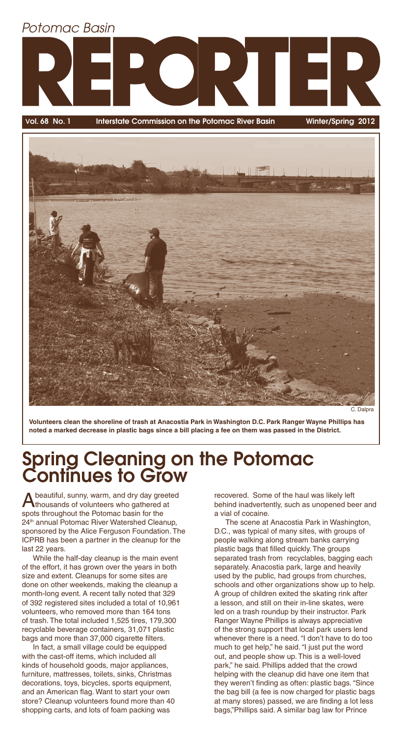*Potomac Basin*

# REPORTER

Vol. 68 No. 1 — Interstate Commission on the Potomac River Basin — Winter/Spring 2012

C. Dalpra

**Volunteers clean the shoreline of trash at Anacostia Park in Washington D.C. Park Ranger Wayne Phillips has noted a marked decrease in plastic bags since a bill placing a fee on them was passed in the District.**

## Spring Cleaning on the Potomac Continues to Grow

A beautiful, sunny, warm, and dry day greeted thousands of volunteers who gathered at spots throughout the Potomac basin for the 24th annual Potomac River Watershed Cleanup, sponsored by the Alice Ferguson Foundation. The ICPRB has been a partner in the cleanup for the last 22 years.

While the half-day cleanup is the main event of the effort, it has grown over the years in both size and extent. Cleanups for some sites are done on other weekends, making the cleanup a month-long event. A recent tally noted that 329 of 392 registered sites included a total of 10,961 volunteers, who removed more than 164 tons of trash. The total included 1,525 tires, 179,300 recyclable beverage containers, 31,071 plastic bags and more than 37,000 cigarette filters.

In fact, a small village could be equipped with the cast-off items, which included all kinds of household goods, major appliances, furniture, mattresses, toilets, sinks, Christmas decorations, toys, bicycles, sports equipment, and an American flag. Want to start your own store? Cleanup volunteers found more than 40 shopping carts, and lots of foam packing was recovered. Some of the haul was likely left behind inadvertently, such as unopened beer and a vial of cocaine.

The scene at Anacostia Park in Washington, D.C., was typical of many sites, with groups of people walking along stream banks carrying plastic bags that filled quickly. The groups separated trash from recyclables, bagging each separately. Anacostia park, large and heavily used by the public, had groups from churches, schools and other organizations show up to help. A group of children exited the skating rink after a lesson, and still on their in-line skates, were led on a trash roundup by their instructor. Park Ranger Wayne Phillips is always appreciative of the strong support that local park users lend whenever there is a need. "I don't have to do too much to get help," he said. "I just put the word out, and people show up. This is a well-loved park," he said. Phillips added that the crowd helping with the cleanup did have one item that they weren't finding as often: plastic bags. "Since the bag bill (a fee is now charged for plastic bags at many stores) passed, we are finding a lot less bags,"Phillips said. A similar bag law for Prince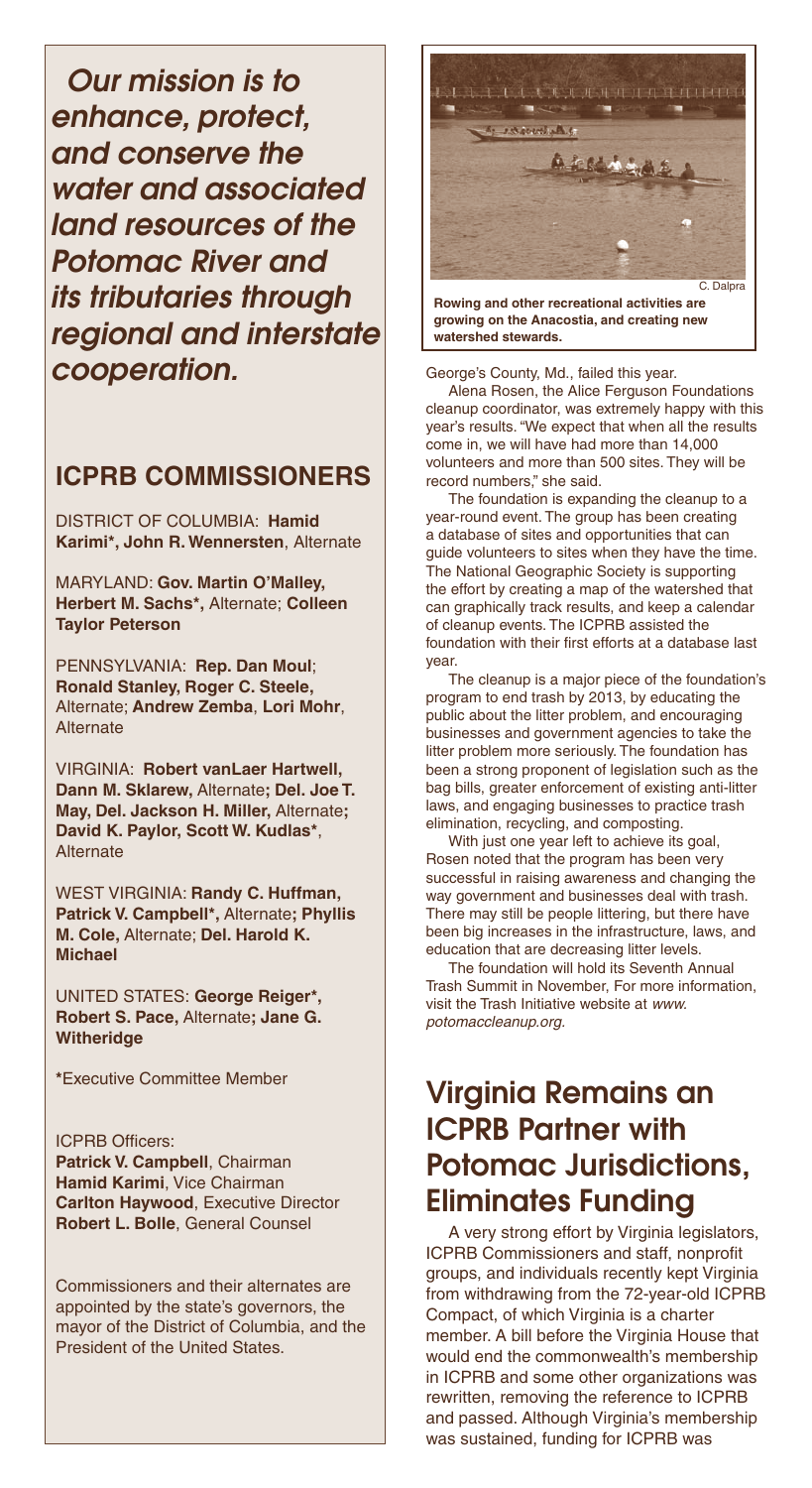*Our mission is to enhance, protect, and conserve the water and associated land resources of the Potomac River and its tributaries through regional and interstate cooperation.*

## ICPRB COMMISSIONERS

DISTRICT OF COLUMBIA: **Hamid Karimi***, **John R. Wennersten**, Alternate

MARYLAND: **Gov. Martin O'Malley, Herbert M. Sachs***, Alternate; **Colleen Taylor Peterson**

PENNSYLVANIA: **Rep. Dan Moul**; **Ronald Stanley, Roger C. Steele,** Alternate; **Andrew Zemba**, **Lori Mohr**, Alternate

VIRGINIA: **Robert vanLaer Hartwell, Dann M. Sklarew,** Alternate**; Del. Joe T. May, Del. Jackson H. Miller,** Alternate**; David K. Paylor, Scott W. Kudlas***, Alternate

WEST VIRGINIA: **Randy C. Huffman, Patrick V. Campbell***, Alternate**; Phyllis M. Cole,** Alternate; **Del. Harold K. Michael**

UNITED STATES: **George Reiger***, **Robert S. Pace,** Alternate**; Jane G. Witheridge**

*Executive Committee Member

ICPRB Officers:
**Patrick V. Campbell**, Chairman
**Hamid Karimi**, Vice Chairman
**Carlton Haywood**, Executive Director
**Robert L. Bolle**, General Counsel

Commissioners and their alternates are appointed by the state's governors, the mayor of the District of Columbia, and the President of the United States.

C. Dalpra

**Rowing and other recreational activities are growing on the Anacostia, and creating new watershed stewards.**

George's County, Md., failed this year.

Alena Rosen, the Alice Ferguson Foundations cleanup coordinator, was extremely happy with this year's results. "We expect that when all the results come in, we will have had more than 14,000 volunteers and more than 500 sites. They will be record numbers," she said.

The foundation is expanding the cleanup to a year-round event. The group has been creating a database of sites and opportunities that can guide volunteers to sites when they have the time. The National Geographic Society is supporting the effort by creating a map of the watershed that can graphically track results, and keep a calendar of cleanup events. The ICPRB assisted the foundation with their first efforts at a database last year.

The cleanup is a major piece of the foundation's program to end trash by 2013, by educating the public about the litter problem, and encouraging businesses and government agencies to take the litter problem more seriously. The foundation has been a strong proponent of legislation such as the bag bills, greater enforcement of existing anti-litter laws, and engaging businesses to practice trash elimination, recycling, and composting.

With just one year left to achieve its goal, Rosen noted that the program has been very successful in raising awareness and changing the way government and businesses deal with trash. There may still be people littering, but there have been big increases in the infrastructure, laws, and education that are decreasing litter levels.

The foundation will hold its Seventh Annual Trash Summit in November, For more information, visit the Trash Initiative website at *www.potomaccleanup.org.*

## Virginia Remains an ICPRB Partner with Potomac Jurisdictions, Eliminates Funding

A very strong effort by Virginia legislators, ICPRB Commissioners and staff, nonprofit groups, and individuals recently kept Virginia from withdrawing from the 72-year-old ICPRB Compact, of which Virginia is a charter member. A bill before the Virginia House that would end the commonwealth's membership in ICPRB and some other organizations was rewritten, removing the reference to ICPRB and passed. Although Virginia's membership was sustained, funding for ICPRB was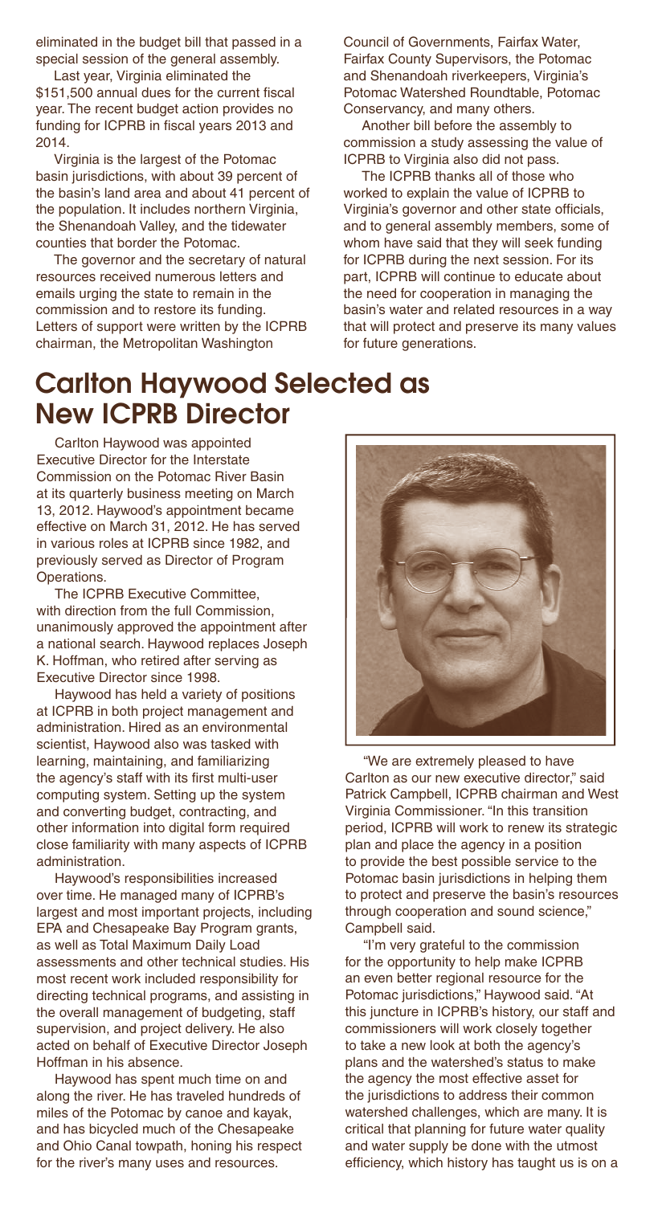eliminated in the budget bill that passed in a special session of the general assembly.

Last year, Virginia eliminated the $151,500 annual dues for the current fiscal year. The recent budget action provides no funding for ICPRB in fiscal years 2013 and 2014.

Virginia is the largest of the Potomac basin jurisdictions, with about 39 percent of the basin's land area and about 41 percent of the population. It includes northern Virginia, the Shenandoah Valley, and the tidewater counties that border the Potomac.

The governor and the secretary of natural resources received numerous letters and emails urging the state to remain in the commission and to restore its funding. Letters of support were written by the ICPRB chairman, the Metropolitan Washington Council of Governments, Fairfax Water, Fairfax County Supervisors, the Potomac and Shenandoah riverkeepers, Virginia's Potomac Watershed Roundtable, Potomac Conservancy, and many others.

Another bill before the assembly to commission a study assessing the value of ICPRB to Virginia also did not pass.

The ICPRB thanks all of those who worked to explain the value of ICPRB to Virginia's governor and other state officials, and to general assembly members, some of whom have said that they will seek funding for ICPRB during the next session. For its part, ICPRB will continue to educate about the need for cooperation in managing the basin's water and related resources in a way that will protect and preserve its many values for future generations.

## Carlton Haywood Selected as New ICPRB Director

Carlton Haywood was appointed Executive Director for the Interstate Commission on the Potomac River Basin at its quarterly business meeting on March 13, 2012. Haywood's appointment became effective on March 31, 2012. He has served in various roles at ICPRB since 1982, and previously served as Director of Program Operations.

The ICPRB Executive Committee, with direction from the full Commission, unanimously approved the appointment after a national search. Haywood replaces Joseph K. Hoffman, who retired after serving as Executive Director since 1998.

Haywood has held a variety of positions at ICPRB in both project management and administration. Hired as an environmental scientist, Haywood also was tasked with learning, maintaining, and familiarizing the agency's staff with its first multi-user computing system. Setting up the system and converting budget, contracting, and other information into digital form required close familiarity with many aspects of ICPRB administration.

Haywood's responsibilities increased over time. He managed many of ICPRB's largest and most important projects, including EPA and Chesapeake Bay Program grants, as well as Total Maximum Daily Load assessments and other technical studies. His most recent work included responsibility for directing technical programs, and assisting in the overall management of budgeting, staff supervision, and project delivery. He also acted on behalf of Executive Director Joseph Hoffman in his absence.

Haywood has spent much time on and along the river. He has traveled hundreds of miles of the Potomac by canoe and kayak, and has bicycled much of the Chesapeake and Ohio Canal towpath, honing his respect for the river's many uses and resources.

"We are extremely pleased to have Carlton as our new executive director," said Patrick Campbell, ICPRB chairman and West Virginia Commissioner. "In this transition period, ICPRB will work to renew its strategic plan and place the agency in a position to provide the best possible service to the Potomac basin jurisdictions in helping them to protect and preserve the basin's resources through cooperation and sound science," Campbell said.

"I'm very grateful to the commission for the opportunity to help make ICPRB an even better regional resource for the Potomac jurisdictions," Haywood said. "At this juncture in ICPRB's history, our staff and commissioners will work closely together to take a new look at both the agency's plans and the watershed's status to make the agency the most effective asset for the jurisdictions to address their common watershed challenges, which are many. It is critical that planning for future water quality and water supply be done with the utmost efficiency, which history has taught us is on a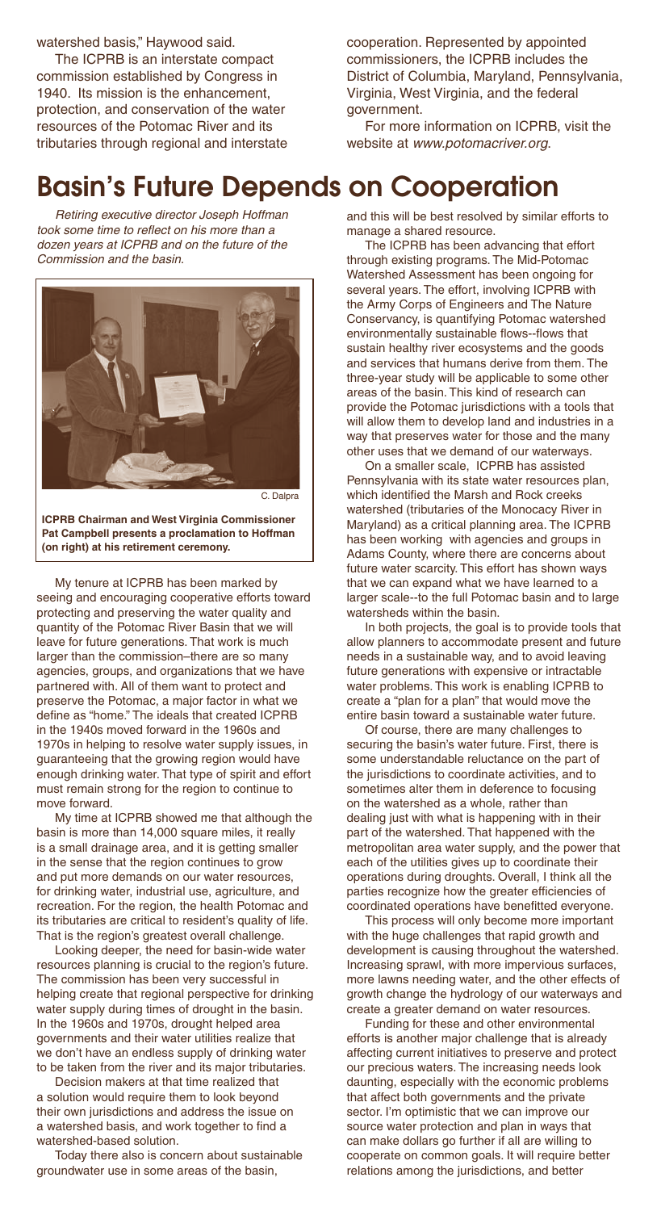watershed basis," Haywood said.

The ICPRB is an interstate compact commission established by Congress in 1940. Its mission is the enhancement, protection, and conservation of the water resources of the Potomac River and its tributaries through regional and interstate cooperation. Represented by appointed commissioners, the ICPRB includes the District of Columbia, Maryland, Pennsylvania, Virginia, West Virginia, and the federal government.

For more information on ICPRB, visit the website at *www.potomacriver.org*.

# Basin's Future Depends on Cooperation

*Retiring executive director Joseph Hoffman took some time to reflect on his more than a dozen years at ICPRB and on the future of the Commission and the basin.*

C. Dalpra

**ICPRB Chairman and West Virginia Commissioner Pat Campbell presents a proclamation to Hoffman (on right) at his retirement ceremony.**

My tenure at ICPRB has been marked by seeing and encouraging cooperative efforts toward protecting and preserving the water quality and quantity of the Potomac River Basin that we will leave for future generations. That work is much larger than the commission–there are so many agencies, groups, and organizations that we have partnered with. All of them want to protect and preserve the Potomac, a major factor in what we define as "home." The ideals that created ICPRB in the 1940s moved forward in the 1960s and 1970s in helping to resolve water supply issues, in guaranteeing that the growing region would have enough drinking water. That type of spirit and effort must remain strong for the region to continue to move forward.

My time at ICPRB showed me that although the basin is more than 14,000 square miles, it really is a small drainage area, and it is getting smaller in the sense that the region continues to grow and put more demands on our water resources, for drinking water, industrial use, agriculture, and recreation. For the region, the health Potomac and its tributaries are critical to resident's quality of life. That is the region's greatest overall challenge.

Looking deeper, the need for basin-wide water resources planning is crucial to the region's future. The commission has been very successful in helping create that regional perspective for drinking water supply during times of drought in the basin. In the 1960s and 1970s, drought helped area governments and their water utilities realize that we don't have an endless supply of drinking water to be taken from the river and its major tributaries.

Decision makers at that time realized that a solution would require them to look beyond their own jurisdictions and address the issue on a watershed basis, and work together to find a watershed-based solution.

Today there also is concern about sustainable groundwater use in some areas of the basin, and this will be best resolved by similar efforts to manage a shared resource.

The ICPRB has been advancing that effort through existing programs. The Mid-Potomac Watershed Assessment has been ongoing for several years. The effort, involving ICPRB with the Army Corps of Engineers and The Nature Conservancy, is quantifying Potomac watershed environmentally sustainable flows--flows that sustain healthy river ecosystems and the goods and services that humans derive from them. The three-year study will be applicable to some other areas of the basin. This kind of research can provide the Potomac jurisdictions with a tools that will allow them to develop land and industries in a way that preserves water for those and the many other uses that we demand of our waterways.

On a smaller scale, ICPRB has assisted Pennsylvania with its state water resources plan, which identified the Marsh and Rock creeks watershed (tributaries of the Monocacy River in Maryland) as a critical planning area. The ICPRB has been working with agencies and groups in Adams County, where there are concerns about future water scarcity. This effort has shown ways that we can expand what we have learned to a larger scale--to the full Potomac basin and to large watersheds within the basin.

In both projects, the goal is to provide tools that allow planners to accommodate present and future needs in a sustainable way, and to avoid leaving future generations with expensive or intractable water problems. This work is enabling ICPRB to create a "plan for a plan" that would move the entire basin toward a sustainable water future.

Of course, there are many challenges to securing the basin's water future. First, there is some understandable reluctance on the part of the jurisdictions to coordinate activities, and to sometimes alter them in deference to focusing on the watershed as a whole, rather than dealing just with what is happening with in their part of the watershed. That happened with the metropolitan area water supply, and the power that each of the utilities gives up to coordinate their operations during droughts. Overall, I think all the parties recognize how the greater efficiencies of coordinated operations have benefitted everyone.

This process will only become more important with the huge challenges that rapid growth and development is causing throughout the watershed. Increasing sprawl, with more impervious surfaces, more lawns needing water, and the other effects of growth change the hydrology of our waterways and create a greater demand on water resources.

Funding for these and other environmental efforts is another major challenge that is already affecting current initiatives to preserve and protect our precious waters. The increasing needs look daunting, especially with the economic problems that affect both governments and the private sector. I'm optimistic that we can improve our source water protection and plan in ways that can make dollars go further if all are willing to cooperate on common goals. It will require better relations among the jurisdictions, and better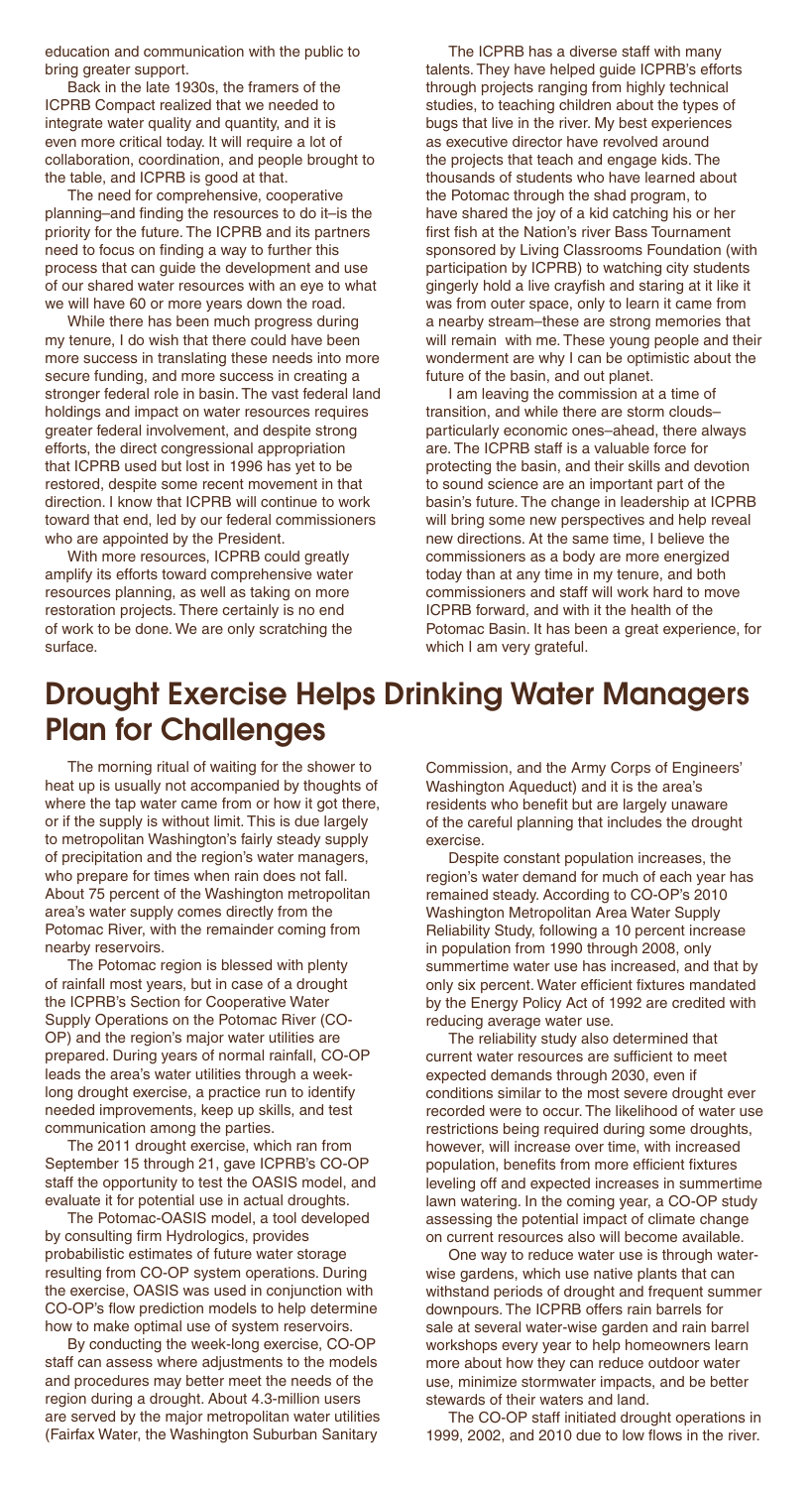education and communication with the public to bring greater support.

Back in the late 1930s, the framers of the ICPRB Compact realized that we needed to integrate water quality and quantity, and it is even more critical today. It will require a lot of collaboration, coordination, and people brought to the table, and ICPRB is good at that.

The need for comprehensive, cooperative planning–and finding the resources to do it–is the priority for the future. The ICPRB and its partners need to focus on finding a way to further this process that can guide the development and use of our shared water resources with an eye to what we will have 60 or more years down the road.

While there has been much progress during my tenure, I do wish that there could have been more success in translating these needs into more secure funding, and more success in creating a stronger federal role in basin. The vast federal land holdings and impact on water resources requires greater federal involvement, and despite strong efforts, the direct congressional appropriation that ICPRB used but lost in 1996 has yet to be restored, despite some recent movement in that direction. I know that ICPRB will continue to work toward that end, led by our federal commissioners who are appointed by the President.

With more resources, ICPRB could greatly amplify its efforts toward comprehensive water resources planning, as well as taking on more restoration projects. There certainly is no end of work to be done. We are only scratching the surface.

The ICPRB has a diverse staff with many talents. They have helped guide ICPRB's efforts through projects ranging from highly technical studies, to teaching children about the types of bugs that live in the river. My best experiences as executive director have revolved around the projects that teach and engage kids. The thousands of students who have learned about the Potomac through the shad program, to have shared the joy of a kid catching his or her first fish at the Nation's river Bass Tournament sponsored by Living Classrooms Foundation (with participation by ICPRB) to watching city students gingerly hold a live crayfish and staring at it like it was from outer space, only to learn it came from a nearby stream–these are strong memories that will remain with me. These young people and their wonderment are why I can be optimistic about the future of the basin, and out planet.

I am leaving the commission at a time of transition, and while there are storm clouds–particularly economic ones–ahead, there always are. The ICPRB staff is a valuable force for protecting the basin, and their skills and devotion to sound science are an important part of the basin's future. The change in leadership at ICPRB will bring some new perspectives and help reveal new directions. At the same time, I believe the commissioners as a body are more energized today than at any time in my tenure, and both commissioners and staff will work hard to move ICPRB forward, and with it the health of the Potomac Basin. It has been a great experience, for which I am very grateful.

# Drought Exercise Helps Drinking Water Managers Plan for Challenges

The morning ritual of waiting for the shower to heat up is usually not accompanied by thoughts of where the tap water came from or how it got there, or if the supply is without limit. This is due largely to metropolitan Washington's fairly steady supply of precipitation and the region's water managers, who prepare for times when rain does not fall. About 75 percent of the Washington metropolitan area's water supply comes directly from the Potomac River, with the remainder coming from nearby reservoirs.

The Potomac region is blessed with plenty of rainfall most years, but in case of a drought the ICPRB's Section for Cooperative Water Supply Operations on the Potomac River (CO-OP) and the region's major water utilities are prepared. During years of normal rainfall, CO-OP leads the area's water utilities through a week-long drought exercise, a practice run to identify needed improvements, keep up skills, and test communication among the parties.

The 2011 drought exercise, which ran from September 15 through 21, gave ICPRB's CO-OP staff the opportunity to test the OASIS model, and evaluate it for potential use in actual droughts.

The Potomac-OASIS model, a tool developed by consulting firm Hydrologics, provides probabilistic estimates of future water storage resulting from CO-OP system operations. During the exercise, OASIS was used in conjunction with CO-OP's flow prediction models to help determine how to make optimal use of system reservoirs.

By conducting the week-long exercise, CO-OP staff can assess where adjustments to the models and procedures may better meet the needs of the region during a drought. About 4.3-million users are served by the major metropolitan water utilities (Fairfax Water, the Washington Suburban Sanitary Commission, and the Army Corps of Engineers' Washington Aqueduct) and it is the area's residents who benefit but are largely unaware of the careful planning that includes the drought exercise.

Despite constant population increases, the region's water demand for much of each year has remained steady. According to CO-OP's 2010 Washington Metropolitan Area Water Supply Reliability Study, following a 10 percent increase in population from 1990 through 2008, only summertime water use has increased, and that by only six percent. Water efficient fixtures mandated by the Energy Policy Act of 1992 are credited with reducing average water use.

The reliability study also determined that current water resources are sufficient to meet expected demands through 2030, even if conditions similar to the most severe drought ever recorded were to occur. The likelihood of water use restrictions being required during some droughts, however, will increase over time, with increased population, benefits from more efficient fixtures leveling off and expected increases in summertime lawn watering. In the coming year, a CO-OP study assessing the potential impact of climate change on current resources also will become available.

One way to reduce water use is through water-wise gardens, which use native plants that can withstand periods of drought and frequent summer downpours. The ICPRB offers rain barrels for sale at several water-wise garden and rain barrel workshops every year to help homeowners learn more about how they can reduce outdoor water use, minimize stormwater impacts, and be better stewards of their waters and land.

The CO-OP staff initiated drought operations in 1999, 2002, and 2010 due to low flows in the river.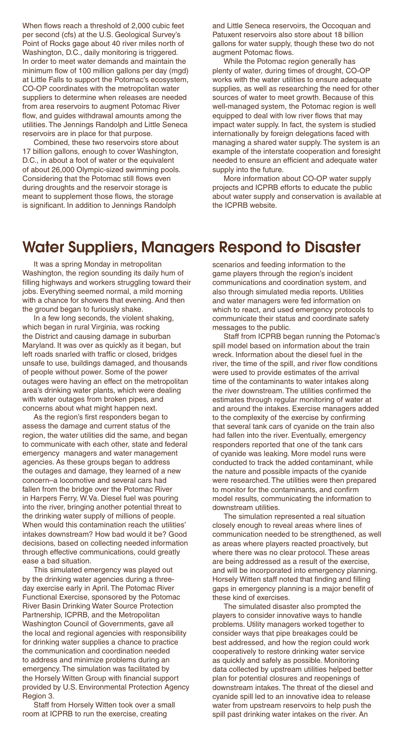When flows reach a threshold of 2,000 cubic feet per second (cfs) at the U.S. Geological Survey's Point of Rocks gage about 40 river miles north of Washington, D.C., daily monitoring is triggered. In order to meet water demands and maintain the minimum flow of 100 million gallons per day (mgd) at Little Falls to support the Potomac's ecosystem, CO-OP coordinates with the metropolitan water suppliers to determine when releases are needed from area reservoirs to augment Potomac River flow, and guides withdrawal amounts among the utilities. The Jennings Randolph and Little Seneca reservoirs are in place for that purpose.

Combined, these two reservoirs store about 17 billion gallons, enough to cover Washington, D.C., in about a foot of water or the equivalent of about 26,000 Olympic-sized swimming pools. Considering that the Potomac still flows even during droughts and the reservoir storage is meant to supplement those flows, the storage is significant. In addition to Jennings Randolph and Little Seneca reservoirs, the Occoquan and Patuxent reservoirs also store about 18 billion gallons for water supply, though these two do not augment Potomac flows.

While the Potomac region generally has plenty of water, during times of drought, CO-OP works with the water utilities to ensure adequate supplies, as well as researching the need for other sources of water to meet growth. Because of this well-managed system, the Potomac region is well equipped to deal with low river flows that may impact water supply. In fact, the system is studied internationally by foreign delegations faced with managing a shared water supply. The system is an example of the interstate cooperation and foresight needed to ensure an efficient and adequate water supply into the future.

More information about CO-OP water supply projects and ICPRB efforts to educate the public about water supply and conservation is available at the ICPRB website.

# Water Suppliers, Managers Respond to Disaster

It was a spring Monday in metropolitan Washington, the region sounding its daily hum of filling highways and workers struggling toward their jobs. Everything seemed normal, a mild morning with a chance for showers that evening. And then the ground began to furiously shake.

In a few long seconds, the violent shaking, which began in rural Virginia, was rocking the District and causing damage in suburban Maryland. It was over as quickly as it began, but left roads snarled with traffic or closed, bridges unsafe to use, buildings damaged, and thousands of people without power. Some of the power outages were having an effect on the metropolitan area's drinking water plants, which were dealing with water outages from broken pipes, and concerns about what might happen next.

As the region's first responders began to assess the damage and current status of the region, the water utilities did the same, and began to communicate with each other, state and federal emergency managers and water management agencies. As these groups began to address the outages and damage, they learned of a new concern–a locomotive and several cars had fallen from the bridge over the Potomac River in Harpers Ferry, W.Va. Diesel fuel was pouring into the river, bringing another potential threat to the drinking water supply of millions of people. When would this contamination reach the utilities' intakes downstream? How bad would it be? Good decisions, based on collecting needed information through effective communications, could greatly ease a bad situation.

This simulated emergency was played out by the drinking water agencies during a three-day exercise early in April. The Potomac River Functional Exercise, sponsored by the Potomac River Basin Drinking Water Source Protection Partnership, ICPRB, and the Metropolitan Washington Council of Governments, gave all the local and regional agencies with responsibility for drinking water supplies a chance to practice the communication and coordination needed to address and minimize problems during an emergency. The simulation was facilitated by the Horsely Witten Group with financial support provided by U.S. Environmental Protection Agency Region 3.

Staff from Horsely Witten took over a small room at ICPRB to run the exercise, creating scenarios and feeding information to the game players through the region's incident communications and coordination system, and also through simulated media reports. Utilities and water managers were fed information on which to react, and used emergency protocols to communicate their status and coordinate safety messages to the public.

Staff from ICPRB began running the Potomac's spill model based on information about the train wreck. Information about the diesel fuel in the river, the time of the spill, and river flow conditions were used to provide estimates of the arrival time of the contaminants to water intakes along the river downstream. The utilities confirmed the estimates through regular monitoring of water at and around the intakes. Exercise managers added to the complexity of the exercise by confirming that several tank cars of cyanide on the train also had fallen into the river. Eventually, emergency responders reported that one of the tank cars of cyanide was leaking. More model runs were conducted to track the added contaminant, while the nature and possible impacts of the cyanide were researched. The utilities were then prepared to monitor for the contaminants, and confirm model results, communicating the information to downstream utilities.

The simulation represented a real situation closely enough to reveal areas where lines of communication needed to be strengthened, as well as areas where players reacted proactively, but where there was no clear protocol. These areas are being addressed as a result of the exercise, and will be incorporated into emergency planning. Horsely Witten staff noted that finding and filling gaps in emergency planning is a major benefit of these kind of exercises.

The simulated disaster also prompted the players to consider innovative ways to handle problems. Utility managers worked together to consider ways that pipe breakages could be best addressed, and how the region could work cooperatively to restore drinking water service as quickly and safely as possible. Monitoring data collected by upstream utilities helped better plan for potential closures and reopenings of downstream intakes. The threat of the diesel and cyanide spill led to an innovative idea to release water from upstream reservoirs to help push the spill past drinking water intakes on the river. An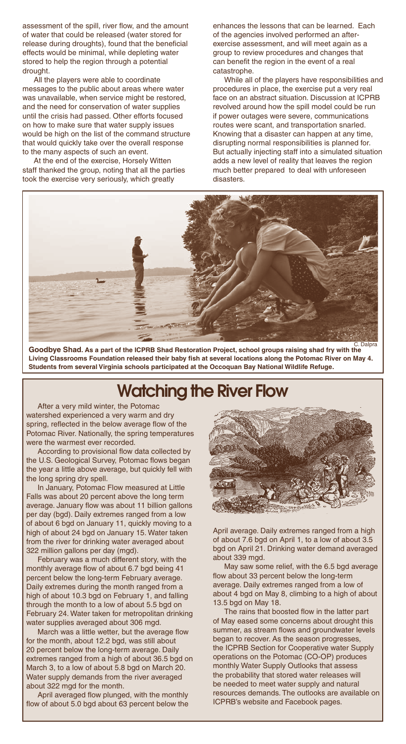assessment of the spill, river flow, and the amount of water that could be released (water stored for release during droughts), found that the beneficial effects would be minimal, while depleting water stored to help the region through a potential drought.

All the players were able to coordinate messages to the public about areas where water was unavailable, when service might be restored, and the need for conservation of water supplies until the crisis had passed. Other efforts focused on how to make sure that water supply issues would be high on the list of the command structure that would quickly take over the overall response to the many aspects of such an event.

At the end of the exercise, Horsely Witten staff thanked the group, noting that all the parties took the exercise very seriously, which greatly enhances the lessons that can be learned. Each of the agencies involved performed an after-exercise assessment, and will meet again as a group to review procedures and changes that can benefit the region in the event of a real catastrophe.

While all of the players have responsibilities and procedures in place, the exercise put a very real face on an abstract situation. Discussion at ICPRB revolved around how the spill model could be run if power outages were severe, communications routes were scant, and transportation snarled. Knowing that a disaster can happen at any time, disrupting normal responsibilities is planned for. But actually injecting staff into a simulated situation adds a new level of reality that leaves the region much better prepared to deal with unforeseen disasters.

C. Dalpra

**Goodbye Shad.** **As a part of the ICPRB Shad Restoration Project, school groups raising shad fry with the Living Classrooms Foundation released their baby fish at several locations along the Potomac River on May 4. Students from several Virginia schools participated at the Occoquan Bay National Wildlife Refuge.**

# Watching the River Flow

After a very mild winter, the Potomac watershed experienced a very warm and dry spring, reflected in the below average flow of the Potomac River. Nationally, the spring temperatures were the warmest ever recorded.

According to provisional flow data collected by the U.S. Geological Survey, Potomac flows began the year a little above average, but quickly fell with the long spring dry spell.

In January, Potomac Flow measured at Little Falls was about 20 percent above the long term average. January flow was about 11 billion gallons per day (bgd). Daily extremes ranged from a low of about 6 bgd on January 11, quickly moving to a high of about 24 bgd on January 15. Water taken from the river for drinking water averaged about 322 million gallons per day (mgd).

February was a much different story, with the monthly average flow of about 6.7 bgd being 41 percent below the long-term February average. Daily extremes during the month ranged from a high of about 10.3 bgd on February 1, and falling through the month to a low of about 5.5 bgd on February 24. Water taken for metropolitan drinking water supplies averaged about 306 mgd.

March was a little wetter, but the average flow for the month, about 12.2 bgd, was still about 20 percent below the long-term average. Daily extremes ranged from a high of about 36.5 bgd on March 3, to a low of about 5.8 bgd on March 20. Water supply demands from the river averaged about 322 mgd for the month.

April averaged flow plunged, with the monthly flow of about 5.0 bgd about 63 percent below the April average. Daily extremes ranged from a high of about 7.6 bgd on April 1, to a low of about 3.5 bgd on April 21. Drinking water demand averaged about 339 mgd.

May saw some relief, with the 6.5 bgd average flow about 33 percent below the long-term average. Daily extremes ranged from a low of about 4 bgd on May 8, climbing to a high of about 13.5 bgd on May 18.

The rains that boosted flow in the latter part of May eased some concerns about drought this summer, as stream flows and groundwater levels began to recover. As the season progresses, the ICPRB Section for Cooperative water Supply operations on the Potomac (CO-OP) produces monthly Water Supply Outlooks that assess the probability that stored water releases will be needed to meet water supply and natural resources demands. The outlooks are available on ICPRB's website and Facebook pages.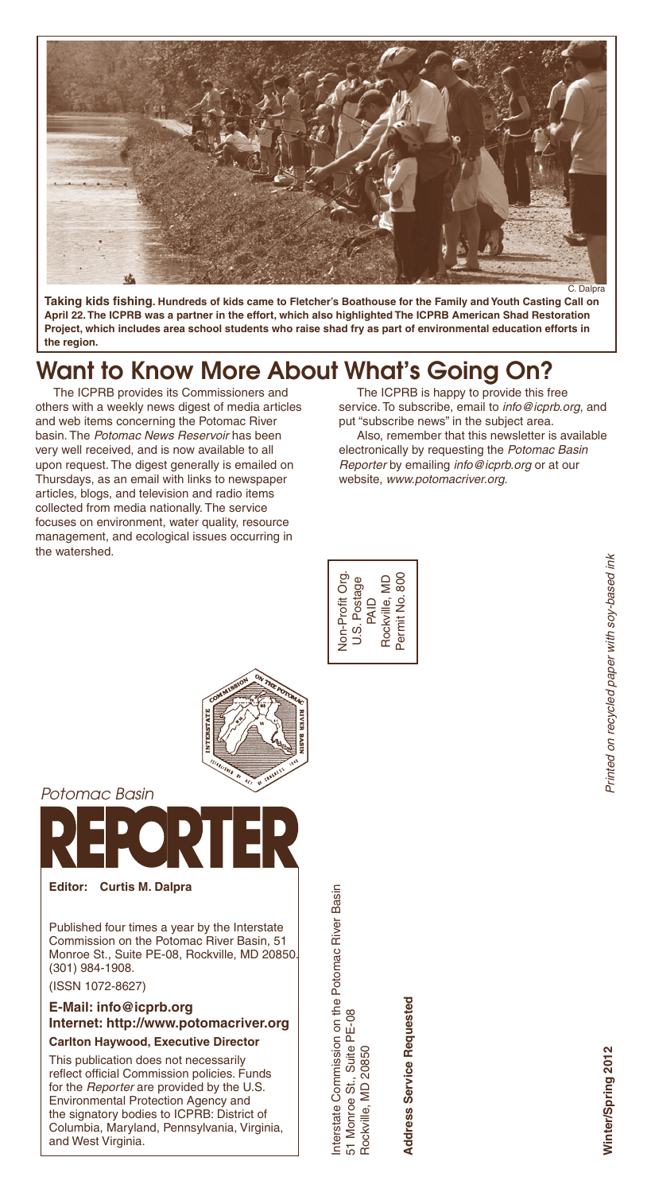C. Dalpra

**Taking kids fishing.** **Hundreds of kids came to Fletcher's Boathouse for the Family and Youth Casting Call on April 22. The ICPRB was a partner in the effort, which also highlighted The ICPRB American Shad Restoration Project, which includes area school students who raise shad fry as part of environmental education efforts in the region.**

# Want to Know More About What's Going On?

The ICPRB provides its Commissioners and others with a weekly news digest of media articles and web items concerning the Potomac River basin. The *Potomac News Reservoir* has been very well received, and is now available to all upon request. The digest generally is emailed on Thursdays, as an email with links to newspaper articles, blogs, and television and radio items collected from media nationally. The service focuses on environment, water quality, resource management, and ecological issues occurring in the watershed.

The ICPRB is happy to provide this free service. To subscribe, email to *info@icprb.org*, and put "subscribe news" in the subject area.

Also, remember that this newsletter is available electronically by requesting the *Potomac Basin Reporter* by emailing *info@icprb.org* or at our website, *www.potomacriver.org*.

Non-Profit Org.
U.S. Postage
PAID
Rockville, MD
Permit No. 800

*Printed on recycled paper with soy-based ink*

INTERSTATE COMMISSION ON THE POTOMAC RIVER BASIN
ESTABLISHED BY ACT OF CONGRESS 1940

*Potomac Basin*

# REPORTER

**Editor: Curtis M. Dalpra**

Published four times a year by the Interstate Commission on the Potomac River Basin, 51 Monroe St., Suite PE-08, Rockville, MD 20850. (301) 984-1908.

(ISSN 1072-8627)

**E-Mail: info@icprb.org**
**Internet: http://www.potomacriver.org**

**Carlton Haywood, Executive Director**

This publication does not necessarily reflect official Commission policies. Funds for the *Reporter* are provided by the U.S. Environmental Protection Agency and the signatory bodies to ICPRB: District of Columbia, Maryland, Pennsylvania, Virginia, and West Virginia.

Interstate Commission on the Potomac River Basin
51 Monroe St., Suite PE-08
Rockville, MD 20850

**Address Service Requested**

**Winter/Spring 2012**